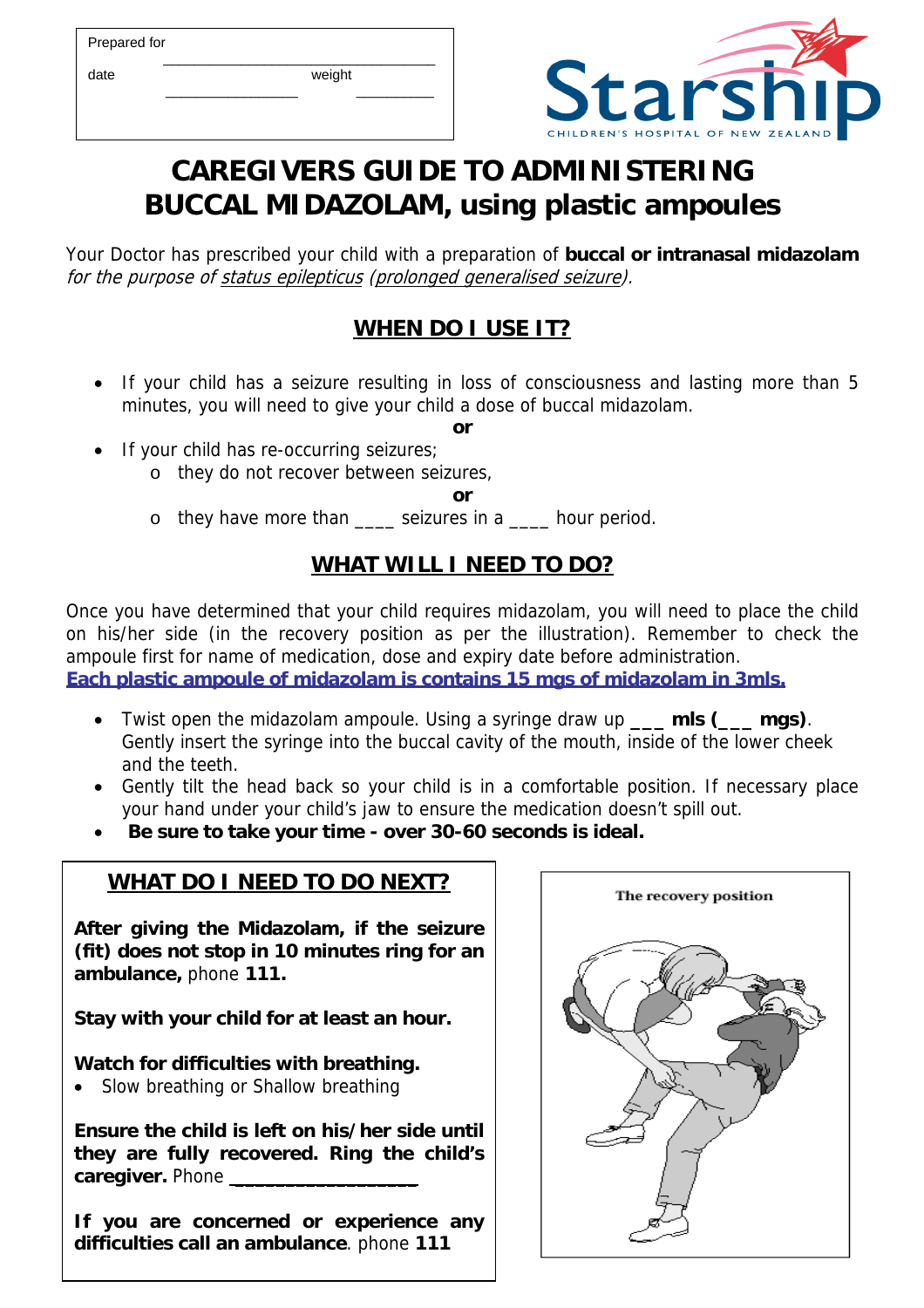| Prepared for | |
|---|---|
| date | weight |

Starship
CHILDREN'S HOSPITAL OF NEW ZEALAND

# CAREGIVERS GUIDE TO ADMINISTERING BUCCAL MIDAZOLAM, using plastic ampoules

Your Doctor has prescribed your child with a preparation of **buccal or intranasal midazolam** *for the purpose of status epilepticus (prolonged generalised seizure).*

## WHEN DO I USE IT?

- If your child has a seizure resulting in loss of consciousness and lasting more than 5 minutes, you will need to give your child a dose of buccal midazolam.

**or**

- If your child has re-occurring seizures;
  - they do not recover between seizures,

  **or**

  - they have more than ____ seizures in a ____ hour period.

## WHAT WILL I NEED TO DO?

Once you have determined that your child requires midazolam, you will need to place the child on his/her side (in the recovery position as per the illustration). Remember to check the ampoule first for name of medication, dose and expiry date before administration.
**Each plastic ampoule of midazolam is contains 15 mgs of midazolam in 3mls.**

- Twist open the midazolam ampoule. Using a syringe draw up **___ mls (___ mgs)**. Gently insert the syringe into the buccal cavity of the mouth, inside of the lower cheek and the teeth.
- Gently tilt the head back so your child is in a comfortable position. If necessary place your hand under your child's jaw to ensure the medication doesn't spill out.
- **Be sure to take your time - over 30-60 seconds is ideal.**

## WHAT DO I NEED TO DO NEXT?

**After giving the Midazolam, if the seizure (fit) does not stop in 10 minutes ring for an ambulance,** phone **111.**

**Stay with your child for at least an hour.**

**Watch for difficulties with breathing.**

- Slow breathing or Shallow breathing

**Ensure the child is left on his/her side until they are fully recovered. Ring the child's caregiver.** Phone __________________

**If you are concerned or experience any difficulties call an ambulance**. phone **111**

The recovery position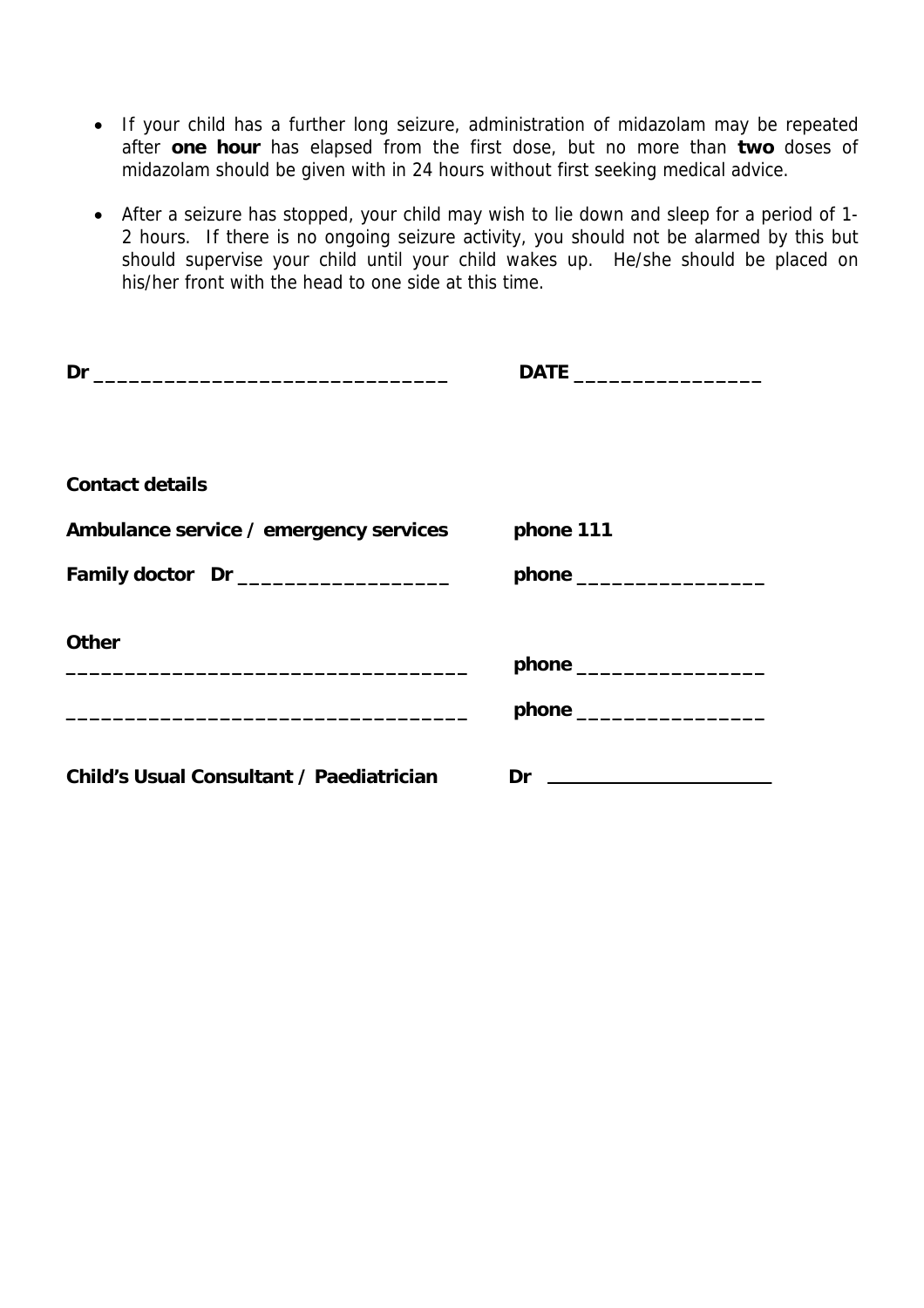- If your child has a further long seizure, administration of midazolam may be repeated after **one hour** has elapsed from the first dose, but no more than **two** doses of midazolam should be given with in 24 hours without first seeking medical advice.

- After a seizure has stopped, your child may wish to lie down and sleep for a period of 1-2 hours. If there is no ongoing seizure activity, you should not be alarmed by this but should supervise your child until your child wakes up. He/she should be placed on his/her front with the head to one side at this time.

**Dr \_\_\_\_\_\_\_\_\_\_\_\_\_\_\_\_\_\_\_\_\_\_\_\_\_\_\_\_\_\_** **DATE \_\_\_\_\_\_\_\_\_\_\_\_\_\_\_\_**

**Contact details**

**Ambulance service / emergency services** **phone 111**

**Family doctor Dr \_\_\_\_\_\_\_\_\_\_\_\_\_\_\_\_\_\_** **phone \_\_\_\_\_\_\_\_\_\_\_\_\_\_\_\_**

**Other**

\_\_\_\_\_\_\_\_\_\_\_\_\_\_\_\_\_\_\_\_\_\_\_\_\_\_\_\_\_\_\_\_\_\_ **phone \_\_\_\_\_\_\_\_\_\_\_\_\_\_\_\_**

\_\_\_\_\_\_\_\_\_\_\_\_\_\_\_\_\_\_\_\_\_\_\_\_\_\_\_\_\_\_\_\_\_\_ **phone \_\_\_\_\_\_\_\_\_\_\_\_\_\_\_\_**

**Child's Usual Consultant / Paediatrician** **Dr \_\_\_\_\_\_\_\_\_\_\_\_\_\_\_\_\_\_\_\_\_\_**